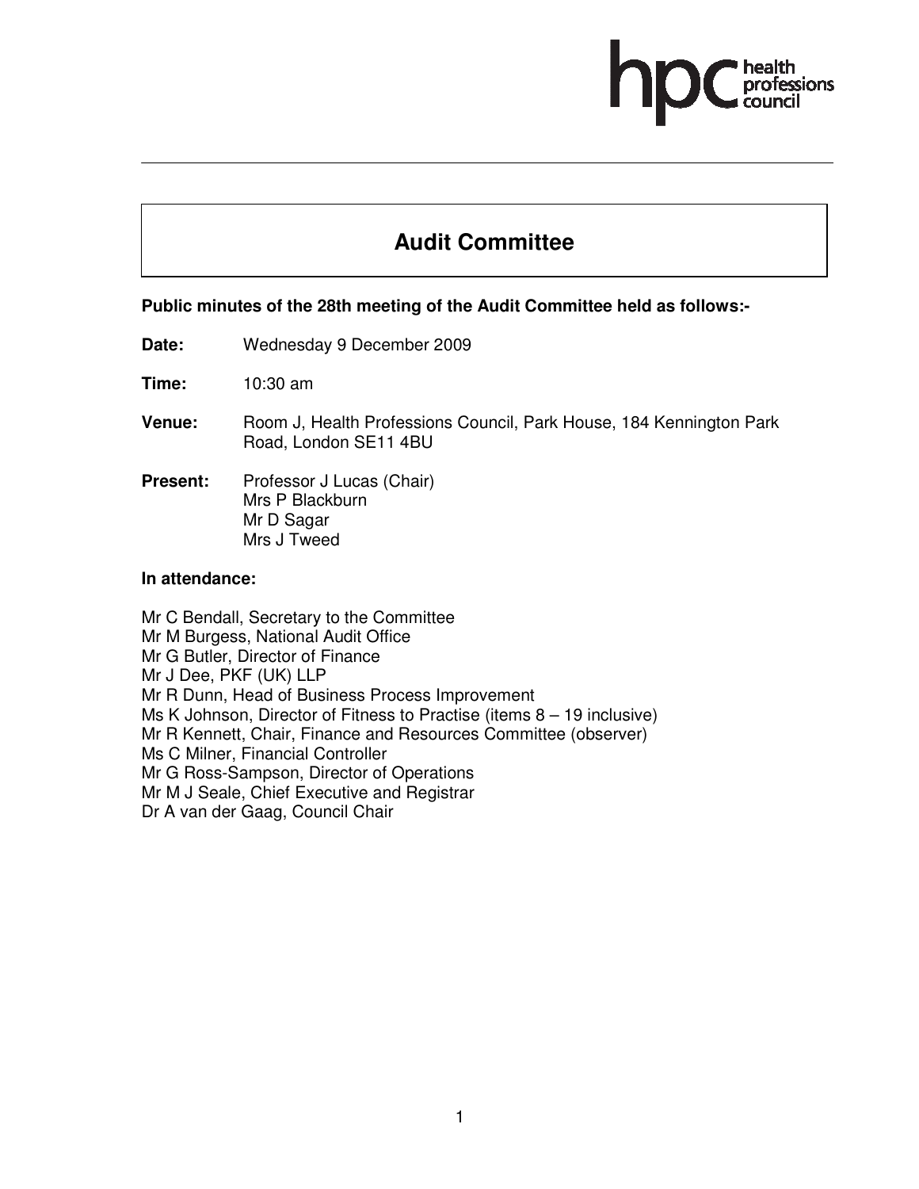# Audit Committee

**Public minutes of the 28th meeting of the Audit Committee held as follows:-**

**Date:** Wednesday 9 December 2009

**Time:** 10:30 am

**Venue:** Room J, Health Professions Council, Park House, 184 Kennington Park Road, London SE11 4BU

**Present:** Professor J Lucas (Chair)
Mrs P Blackburn
Mr D Sagar
Mrs J Tweed

**In attendance:**

Mr C Bendall, Secretary to the Committee
Mr M Burgess, National Audit Office
Mr G Butler, Director of Finance
Mr J Dee, PKF (UK) LLP
Mr R Dunn, Head of Business Process Improvement
Ms K Johnson, Director of Fitness to Practise (items 8 – 19 inclusive)
Mr R Kennett, Chair, Finance and Resources Committee (observer)
Ms C Milner, Financial Controller
Mr G Ross-Sampson, Director of Operations
Mr M J Seale, Chief Executive and Registrar
Dr A van der Gaag, Council Chair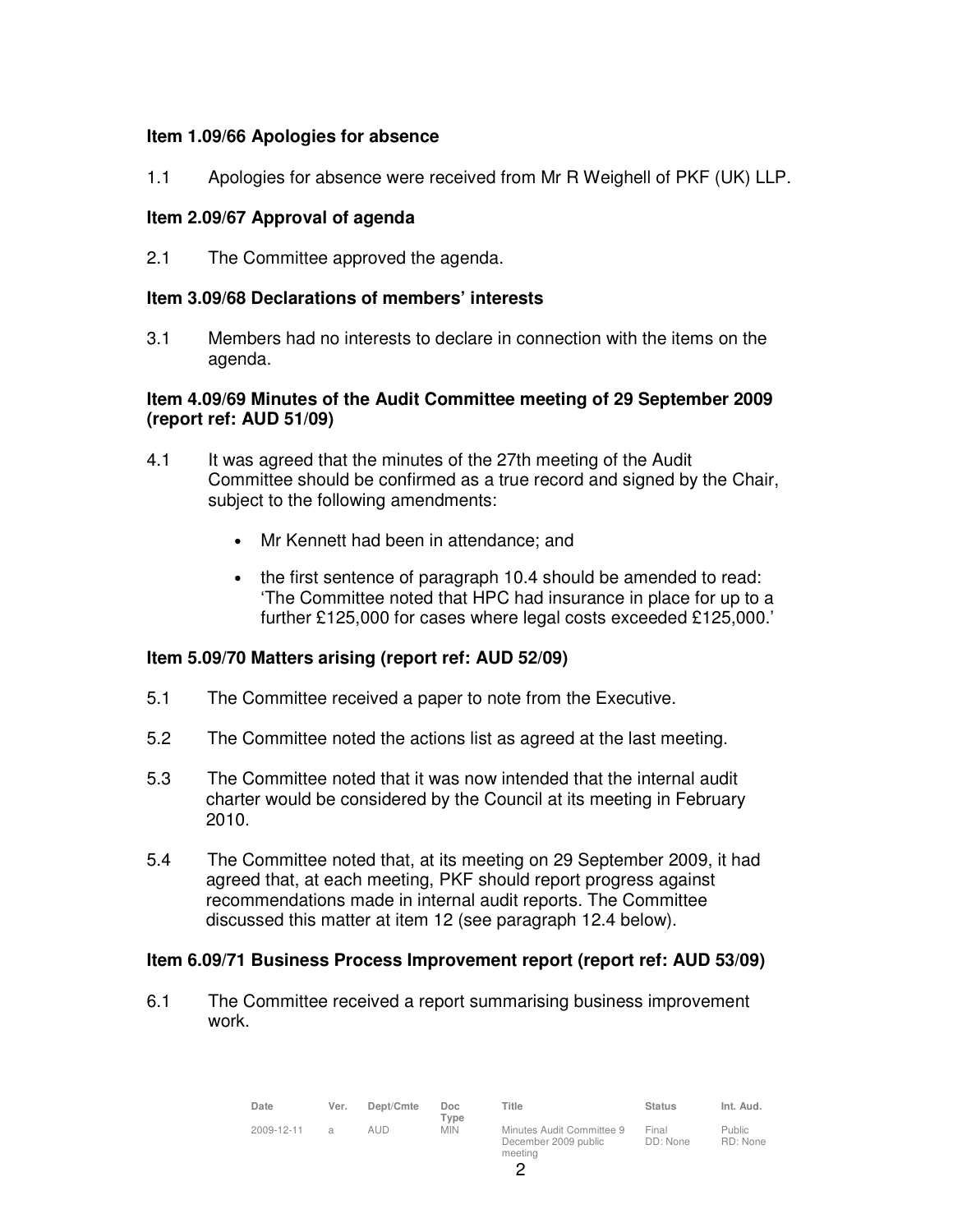**Item 1.09/66 Apologies for absence**

1.1 Apologies for absence were received from Mr R Weighell of PKF (UK) LLP.

**Item 2.09/67 Approval of agenda**

2.1 The Committee approved the agenda.

**Item 3.09/68 Declarations of members' interests**

3.1 Members had no interests to declare in connection with the items on the agenda.

**Item 4.09/69 Minutes of the Audit Committee meeting of 29 September 2009 (report ref: AUD 51/09)**

4.1 It was agreed that the minutes of the 27th meeting of the Audit Committee should be confirmed as a true record and signed by the Chair, subject to the following amendments:

- Mr Kennett had been in attendance; and
- the first sentence of paragraph 10.4 should be amended to read: 'The Committee noted that HPC had insurance in place for up to a further £125,000 for cases where legal costs exceeded £125,000.'

**Item 5.09/70 Matters arising (report ref: AUD 52/09)**

5.1 The Committee received a paper to note from the Executive.

5.2 The Committee noted the actions list as agreed at the last meeting.

5.3 The Committee noted that it was now intended that the internal audit charter would be considered by the Council at its meeting in February 2010.

5.4 The Committee noted that, at its meeting on 29 September 2009, it had agreed that, at each meeting, PKF should report progress against recommendations made in internal audit reports. The Committee discussed this matter at item 12 (see paragraph 12.4 below).

**Item 6.09/71 Business Process Improvement report (report ref: AUD 53/09)**

6.1 The Committee received a report summarising business improvement work.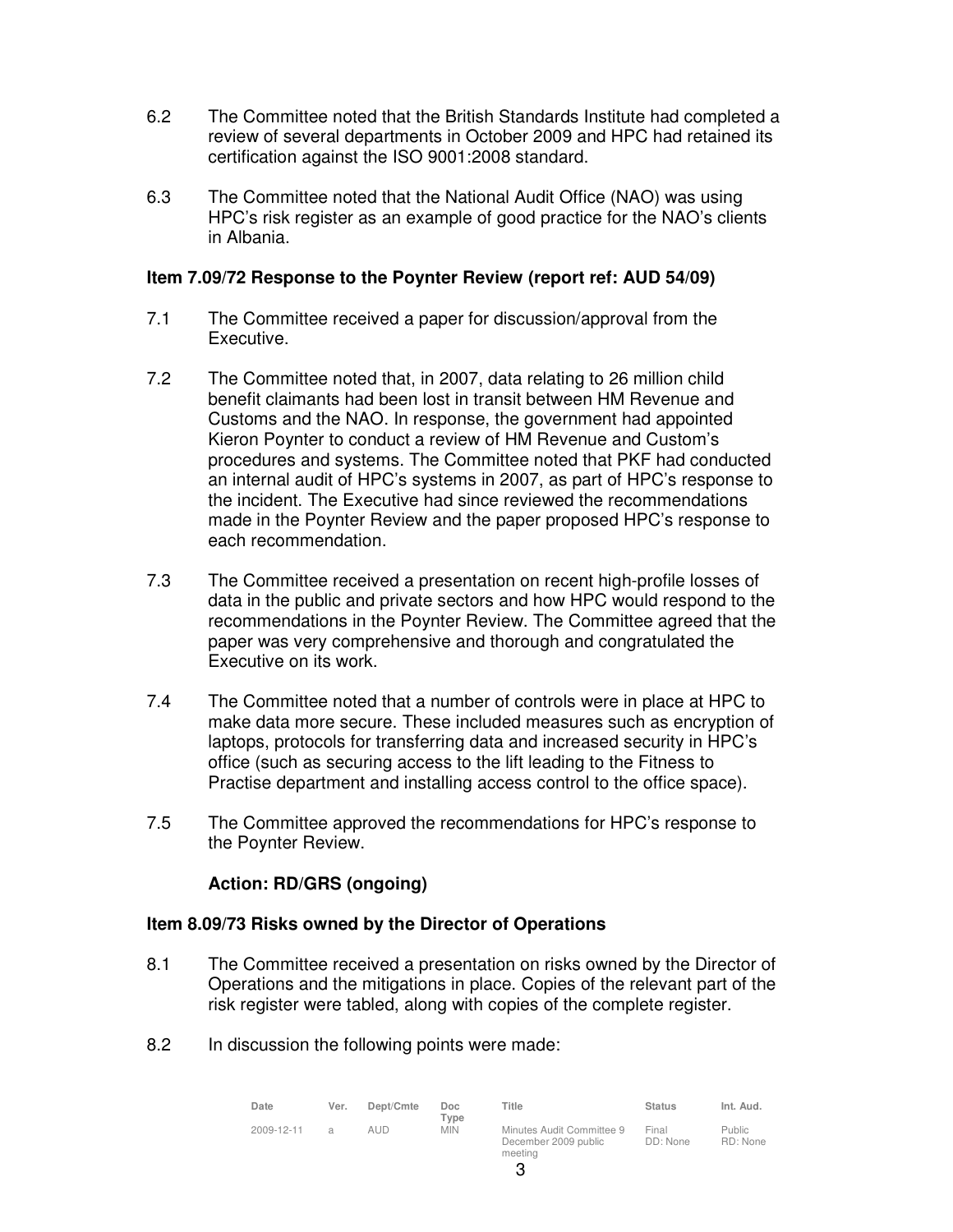6.2 The Committee noted that the British Standards Institute had completed a review of several departments in October 2009 and HPC had retained its certification against the ISO 9001:2008 standard.

6.3 The Committee noted that the National Audit Office (NAO) was using HPC's risk register as an example of good practice for the NAO's clients in Albania.

**Item 7.09/72 Response to the Poynter Review (report ref: AUD 54/09)**

7.1 The Committee received a paper for discussion/approval from the Executive.

7.2 The Committee noted that, in 2007, data relating to 26 million child benefit claimants had been lost in transit between HM Revenue and Customs and the NAO. In response, the government had appointed Kieron Poynter to conduct a review of HM Revenue and Custom's procedures and systems. The Committee noted that PKF had conducted an internal audit of HPC's systems in 2007, as part of HPC's response to the incident. The Executive had since reviewed the recommendations made in the Poynter Review and the paper proposed HPC's response to each recommendation.

7.3 The Committee received a presentation on recent high-profile losses of data in the public and private sectors and how HPC would respond to the recommendations in the Poynter Review. The Committee agreed that the paper was very comprehensive and thorough and congratulated the Executive on its work.

7.4 The Committee noted that a number of controls were in place at HPC to make data more secure. These included measures such as encryption of laptops, protocols for transferring data and increased security in HPC's office (such as securing access to the lift leading to the Fitness to Practise department and installing access control to the office space).

7.5 The Committee approved the recommendations for HPC's response to the Poynter Review.

**Action: RD/GRS (ongoing)**

**Item 8.09/73 Risks owned by the Director of Operations**

8.1 The Committee received a presentation on risks owned by the Director of Operations and the mitigations in place. Copies of the relevant part of the risk register were tabled, along with copies of the complete register.

8.2 In discussion the following points were made: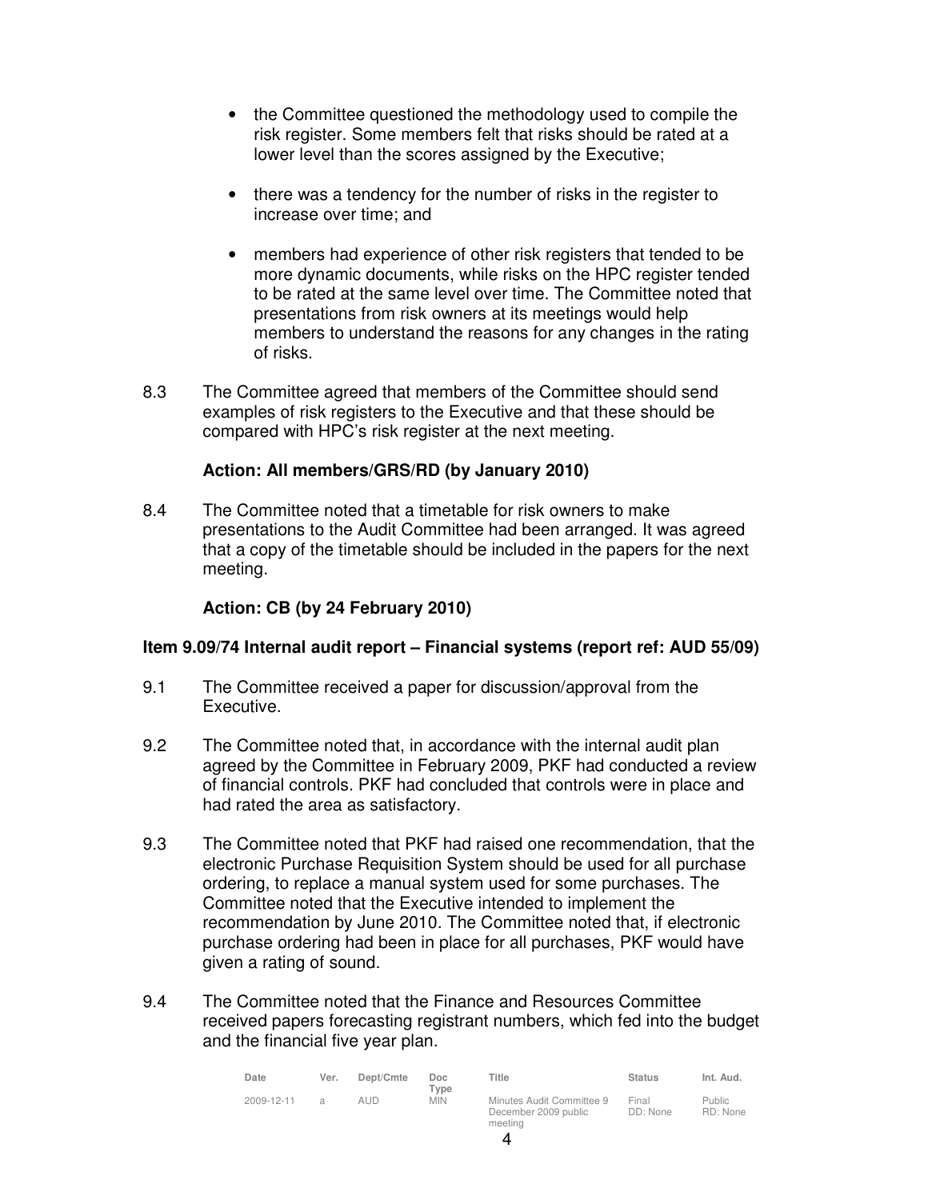- the Committee questioned the methodology used to compile the risk register. Some members felt that risks should be rated at a lower level than the scores assigned by the Executive;

- there was a tendency for the number of risks in the register to increase over time; and

- members had experience of other risk registers that tended to be more dynamic documents, while risks on the HPC register tended to be rated at the same level over time. The Committee noted that presentations from risk owners at its meetings would help members to understand the reasons for any changes in the rating of risks.

8.3 The Committee agreed that members of the Committee should send examples of risk registers to the Executive and that these should be compared with HPC's risk register at the next meeting.

**Action: All members/GRS/RD (by January 2010)**

8.4 The Committee noted that a timetable for risk owners to make presentations to the Audit Committee had been arranged. It was agreed that a copy of the timetable should be included in the papers for the next meeting.

**Action: CB (by 24 February 2010)**

**Item 9.09/74 Internal audit report – Financial systems (report ref: AUD 55/09)**

9.1 The Committee received a paper for discussion/approval from the Executive.

9.2 The Committee noted that, in accordance with the internal audit plan agreed by the Committee in February 2009, PKF had conducted a review of financial controls. PKF had concluded that controls were in place and had rated the area as satisfactory.

9.3 The Committee noted that PKF had raised one recommendation, that the electronic Purchase Requisition System should be used for all purchase ordering, to replace a manual system used for some purchases. The Committee noted that the Executive intended to implement the recommendation by June 2010. The Committee noted that, if electronic purchase ordering had been in place for all purchases, PKF would have given a rating of sound.

9.4 The Committee noted that the Finance and Resources Committee received papers forecasting registrant numbers, which fed into the budget and the financial five year plan.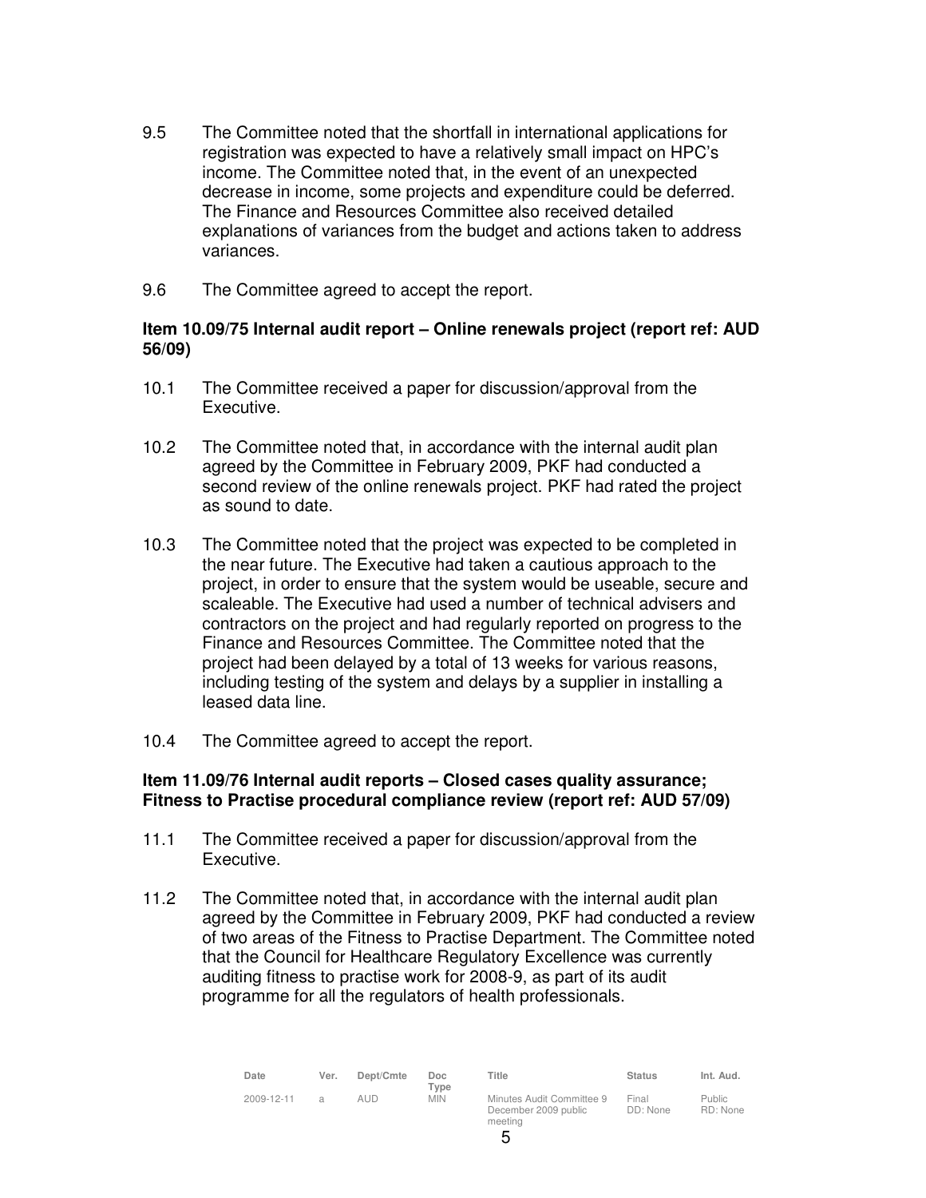9.5 The Committee noted that the shortfall in international applications for registration was expected to have a relatively small impact on HPC's income. The Committee noted that, in the event of an unexpected decrease in income, some projects and expenditure could be deferred. The Finance and Resources Committee also received detailed explanations of variances from the budget and actions taken to address variances.

9.6 The Committee agreed to accept the report.

**Item 10.09/75 Internal audit report – Online renewals project (report ref: AUD 56/09)**

10.1 The Committee received a paper for discussion/approval from the Executive.

10.2 The Committee noted that, in accordance with the internal audit plan agreed by the Committee in February 2009, PKF had conducted a second review of the online renewals project. PKF had rated the project as sound to date.

10.3 The Committee noted that the project was expected to be completed in the near future. The Executive had taken a cautious approach to the project, in order to ensure that the system would be useable, secure and scaleable. The Executive had used a number of technical advisers and contractors on the project and had regularly reported on progress to the Finance and Resources Committee. The Committee noted that the project had been delayed by a total of 13 weeks for various reasons, including testing of the system and delays by a supplier in installing a leased data line.

10.4 The Committee agreed to accept the report.

**Item 11.09/76 Internal audit reports – Closed cases quality assurance; Fitness to Practise procedural compliance review (report ref: AUD 57/09)**

11.1 The Committee received a paper for discussion/approval from the Executive.

11.2 The Committee noted that, in accordance with the internal audit plan agreed by the Committee in February 2009, PKF had conducted a review of two areas of the Fitness to Practise Department. The Committee noted that the Council for Healthcare Regulatory Excellence was currently auditing fitness to practise work for 2008-9, as part of its audit programme for all the regulators of health professionals.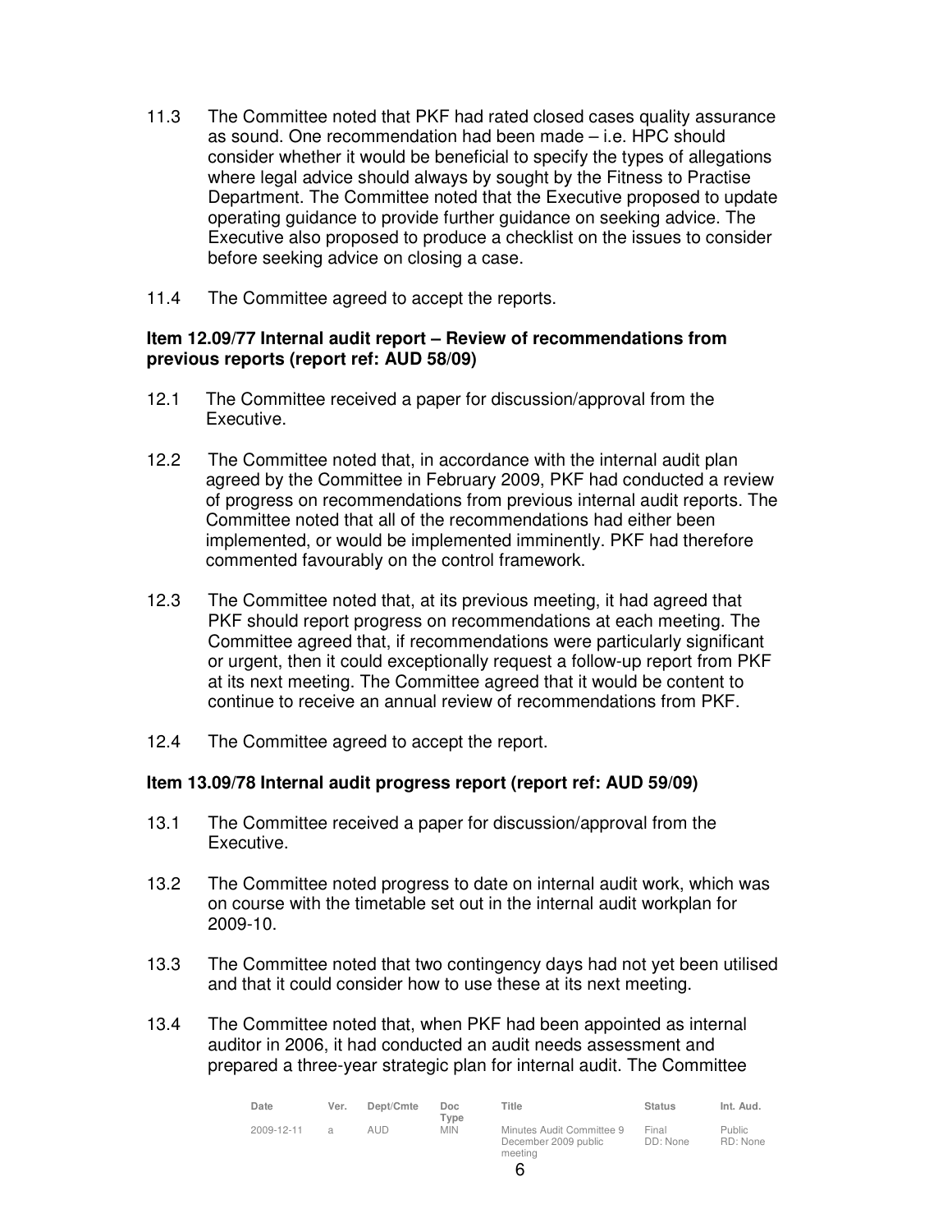11.3 The Committee noted that PKF had rated closed cases quality assurance as sound. One recommendation had been made – i.e. HPC should consider whether it would be beneficial to specify the types of allegations where legal advice should always by sought by the Fitness to Practise Department. The Committee noted that the Executive proposed to update operating guidance to provide further guidance on seeking advice. The Executive also proposed to produce a checklist on the issues to consider before seeking advice on closing a case.

11.4 The Committee agreed to accept the reports.

**Item 12.09/77 Internal audit report – Review of recommendations from previous reports (report ref: AUD 58/09)**

12.1 The Committee received a paper for discussion/approval from the Executive.

12.2 The Committee noted that, in accordance with the internal audit plan agreed by the Committee in February 2009, PKF had conducted a review of progress on recommendations from previous internal audit reports. The Committee noted that all of the recommendations had either been implemented, or would be implemented imminently. PKF had therefore commented favourably on the control framework.

12.3 The Committee noted that, at its previous meeting, it had agreed that PKF should report progress on recommendations at each meeting. The Committee agreed that, if recommendations were particularly significant or urgent, then it could exceptionally request a follow-up report from PKF at its next meeting. The Committee agreed that it would be content to continue to receive an annual review of recommendations from PKF.

12.4 The Committee agreed to accept the report.

**Item 13.09/78 Internal audit progress report (report ref: AUD 59/09)**

13.1 The Committee received a paper for discussion/approval from the Executive.

13.2 The Committee noted progress to date on internal audit work, which was on course with the timetable set out in the internal audit workplan for 2009-10.

13.3 The Committee noted that two contingency days had not yet been utilised and that it could consider how to use these at its next meeting.

13.4 The Committee noted that, when PKF had been appointed as internal auditor in 2006, it had conducted an audit needs assessment and prepared a three-year strategic plan for internal audit. The Committee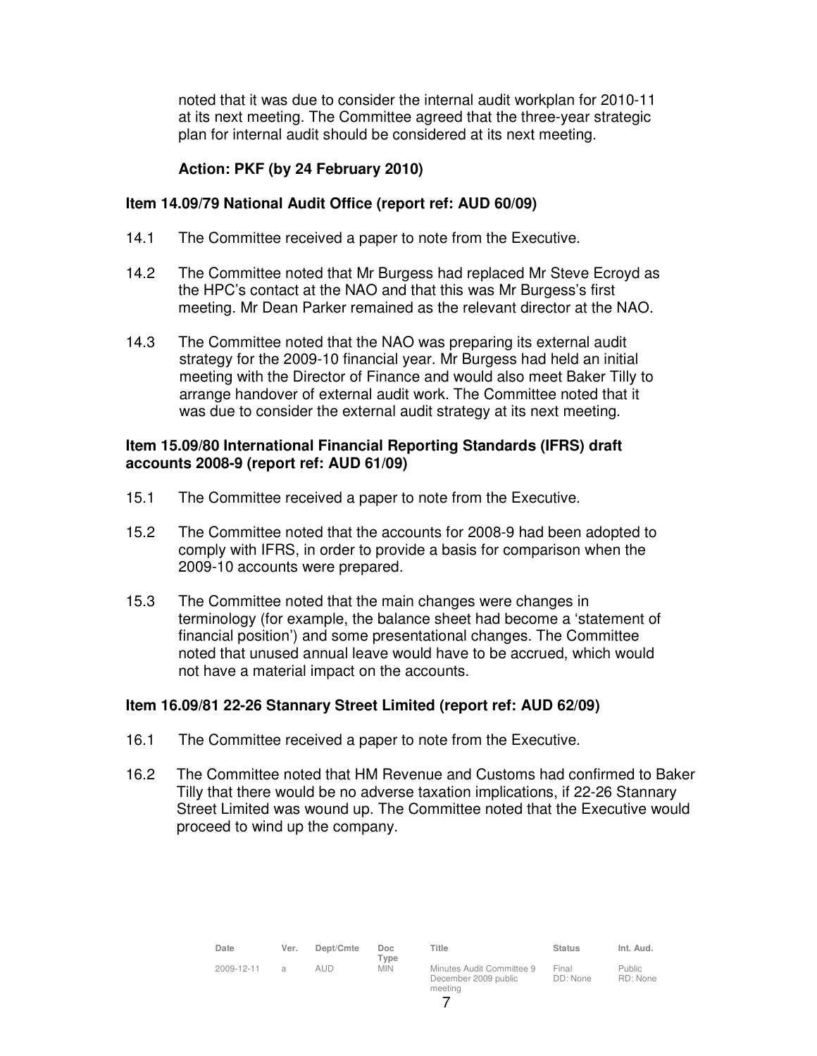noted that it was due to consider the internal audit workplan for 2010-11 at its next meeting. The Committee agreed that the three-year strategic plan for internal audit should be considered at its next meeting.

**Action: PKF (by 24 February 2010)**

**Item 14.09/79 National Audit Office (report ref: AUD 60/09)**

14.1 The Committee received a paper to note from the Executive.

14.2 The Committee noted that Mr Burgess had replaced Mr Steve Ecroyd as the HPC's contact at the NAO and that this was Mr Burgess's first meeting. Mr Dean Parker remained as the relevant director at the NAO.

14.3 The Committee noted that the NAO was preparing its external audit strategy for the 2009-10 financial year. Mr Burgess had held an initial meeting with the Director of Finance and would also meet Baker Tilly to arrange handover of external audit work. The Committee noted that it was due to consider the external audit strategy at its next meeting.

**Item 15.09/80 International Financial Reporting Standards (IFRS) draft accounts 2008-9 (report ref: AUD 61/09)**

15.1 The Committee received a paper to note from the Executive.

15.2 The Committee noted that the accounts for 2008-9 had been adopted to comply with IFRS, in order to provide a basis for comparison when the 2009-10 accounts were prepared.

15.3 The Committee noted that the main changes were changes in terminology (for example, the balance sheet had become a 'statement of financial position') and some presentational changes. The Committee noted that unused annual leave would have to be accrued, which would not have a material impact on the accounts.

**Item 16.09/81 22-26 Stannary Street Limited (report ref: AUD 62/09)**

16.1 The Committee received a paper to note from the Executive.

16.2 The Committee noted that HM Revenue and Customs had confirmed to Baker Tilly that there would be no adverse taxation implications, if 22-26 Stannary Street Limited was wound up. The Committee noted that the Executive would proceed to wind up the company.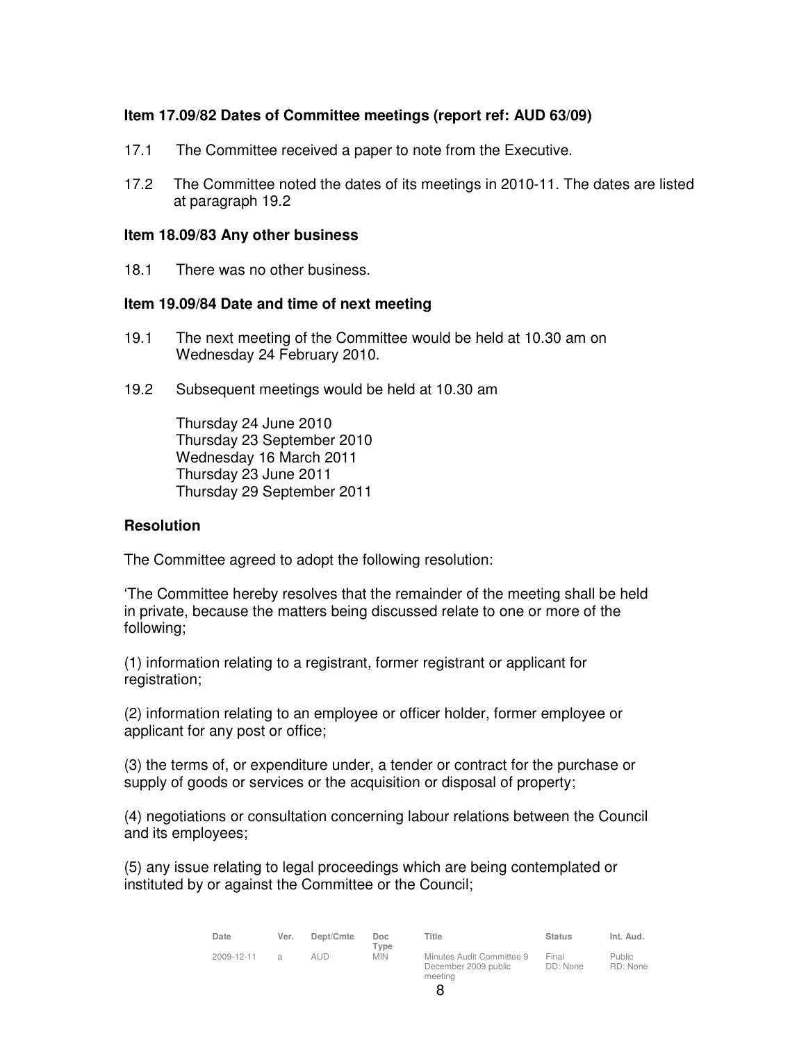**Item 17.09/82 Dates of Committee meetings (report ref: AUD 63/09)**

17.1 The Committee received a paper to note from the Executive.

17.2 The Committee noted the dates of its meetings in 2010-11. The dates are listed at paragraph 19.2

**Item 18.09/83 Any other business**

18.1 There was no other business.

**Item 19.09/84 Date and time of next meeting**

19.1 The next meeting of the Committee would be held at 10.30 am on Wednesday 24 February 2010.

19.2 Subsequent meetings would be held at 10.30 am

Thursday 24 June 2010
Thursday 23 September 2010
Wednesday 16 March 2011
Thursday 23 June 2011
Thursday 29 September 2011

**Resolution**

The Committee agreed to adopt the following resolution:

'The Committee hereby resolves that the remainder of the meeting shall be held in private, because the matters being discussed relate to one or more of the following;

(1) information relating to a registrant, former registrant or applicant for registration;

(2) information relating to an employee or officer holder, former employee or applicant for any post or office;

(3) the terms of, or expenditure under, a tender or contract for the purchase or supply of goods or services or the acquisition or disposal of property;

(4) negotiations or consultation concerning labour relations between the Council and its employees;

(5) any issue relating to legal proceedings which are being contemplated or instituted by or against the Committee or the Council;

| Date | Ver. | Dept/Cmte | Doc Type | Title | Status | Int. Aud. |
|---|---|---|---|---|---|---|
| 2009-12-11 | a | AUD | MIN | Minutes Audit Committee 9 December 2009 public meeting | Final DD: None | Public RD: None |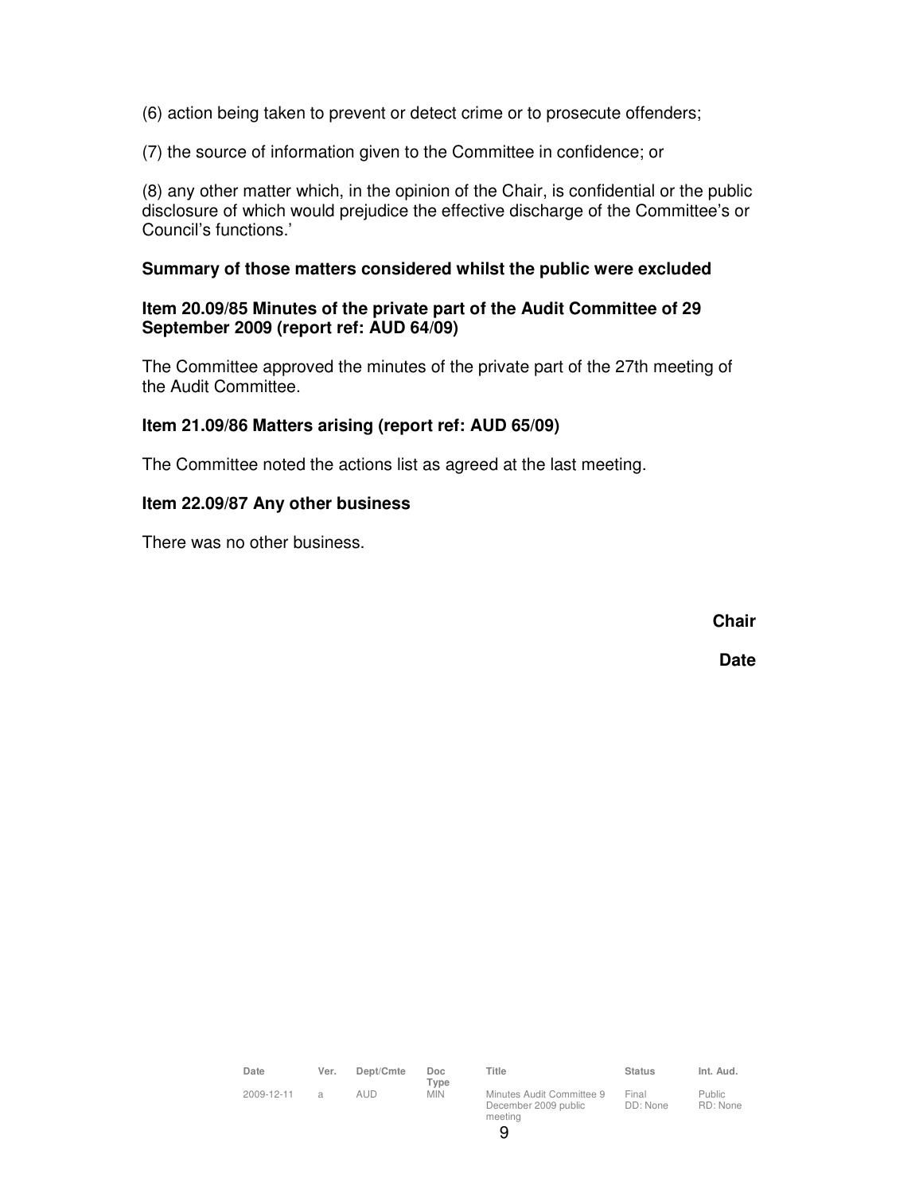(6) action being taken to prevent or detect crime or to prosecute offenders;

(7) the source of information given to the Committee in confidence; or

(8) any other matter which, in the opinion of the Chair, is confidential or the public disclosure of which would prejudice the effective discharge of the Committee's or Council's functions.'

**Summary of those matters considered whilst the public were excluded**

**Item 20.09/85 Minutes of the private part of the Audit Committee of 29 September 2009 (report ref: AUD 64/09)**

The Committee approved the minutes of the private part of the 27th meeting of the Audit Committee.

**Item 21.09/86 Matters arising (report ref: AUD 65/09)**

The Committee noted the actions list as agreed at the last meeting.

**Item 22.09/87 Any other business**

There was no other business.

**Chair**

**Date**

| Date | Ver. | Dept/Cmte | Doc Type | Title | Status | Int. Aud. |
|---|---|---|---|---|---|---|
| 2009-12-11 | a | AUD | MIN | Minutes Audit Committee 9 December 2009 public meeting | Final DD: None | Public RD: None |